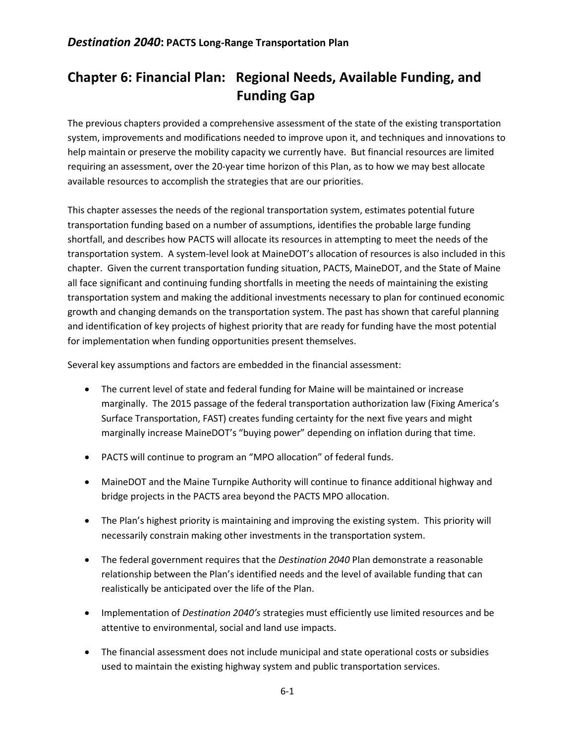# Chapter 6: Financial Plan: Regional Needs, Available Funding, and Funding Gap

The previous chapters provided a comprehensive assessment of the state of the existing transportation system, improvements and modifications needed to improve upon it, and techniques and innovations to help maintain or preserve the mobility capacity we currently have. But financial resources are limited requiring an assessment, over the 20-year time horizon of this Plan, as to how we may best allocate available resources to accomplish the strategies that are our priorities.

This chapter assesses the needs of the regional transportation system, estimates potential future transportation funding based on a number of assumptions, identifies the probable large funding shortfall, and describes how PACTS will allocate its resources in attempting to meet the needs of the transportation system. A system-level look at MaineDOT's allocation of resources is also included in this chapter. Given the current transportation funding situation, PACTS, MaineDOT, and the State of Maine all face significant and continuing funding shortfalls in meeting the needs of maintaining the existing transportation system and making the additional investments necessary to plan for continued economic growth and changing demands on the transportation system. The past has shown that careful planning and identification of key projects of highest priority that are ready for funding have the most potential for implementation when funding opportunities present themselves.

Several key assumptions and factors are embedded in the financial assessment:

- The current level of state and federal funding for Maine will be maintained or increase marginally. The 2015 passage of the federal transportation authorization law (Fixing America's Surface Transportation, FAST) creates funding certainty for the next five years and might marginally increase MaineDOT's "buying power" depending on inflation during that time.
- PACTS will continue to program an "MPO allocation" of federal funds.
- MaineDOT and the Maine Turnpike Authority will continue to finance additional highway and bridge projects in the PACTS area beyond the PACTS MPO allocation.
- The Plan's highest priority is maintaining and improving the existing system. This priority will necessarily constrain making other investments in the transportation system.
- The federal government requires that the *Destination 2040* Plan demonstrate a reasonable relationship between the Plan's identified needs and the level of available funding that can realistically be anticipated over the life of the Plan.
- Implementation of *Destination 2040's* strategies must efficiently use limited resources and be attentive to environmental, social and land use impacts.
- The financial assessment does not include municipal and state operational costs or subsidies used to maintain the existing highway system and public transportation services.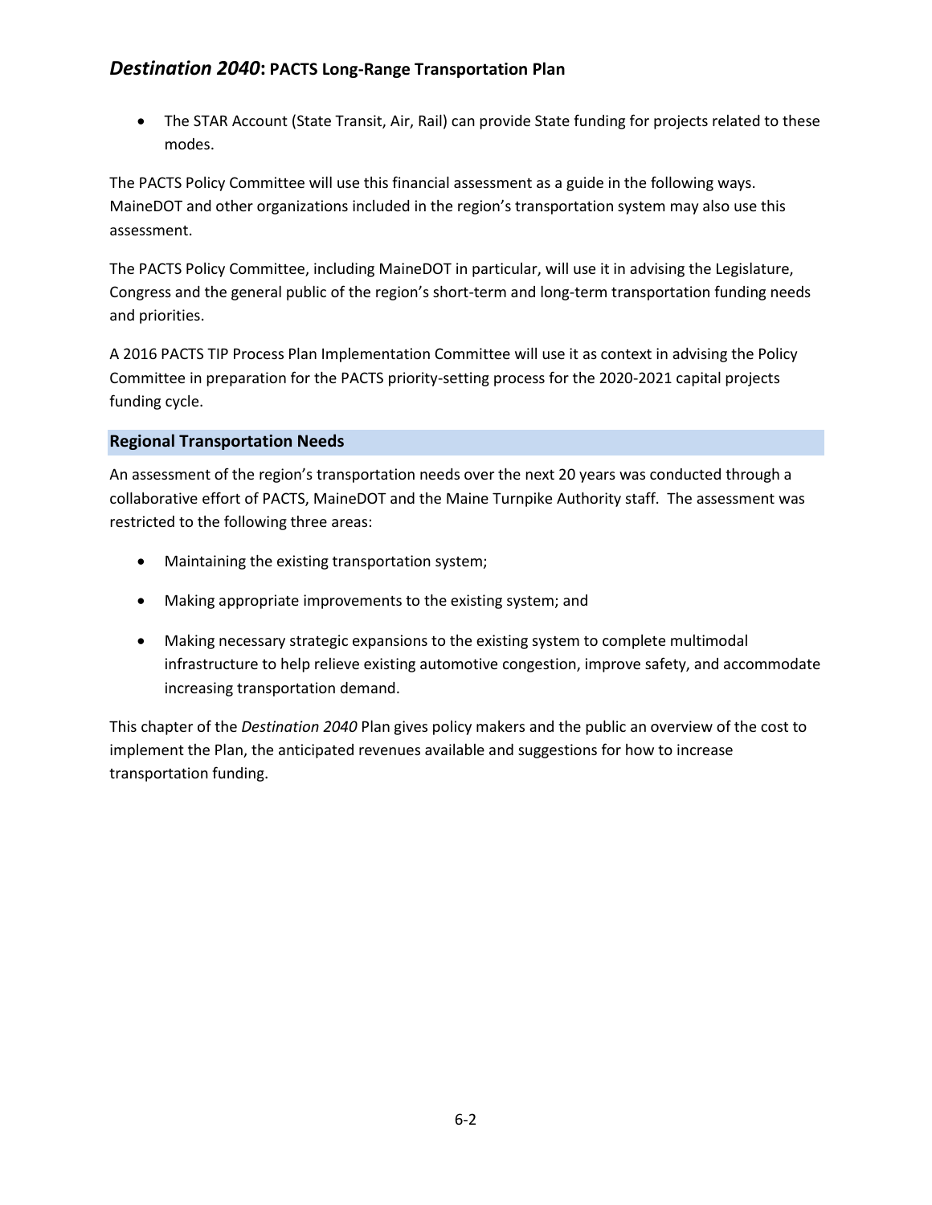- The STAR Account (State Transit, Air, Rail) can provide State funding for projects related to these modes.

The PACTS Policy Committee will use this financial assessment as a guide in the following ways. MaineDOT and other organizations included in the region's transportation system may also use this assessment.

The PACTS Policy Committee, including MaineDOT in particular, will use it in advising the Legislature, Congress and the general public of the region's short-term and long-term transportation funding needs and priorities.

A 2016 PACTS TIP Process Plan Implementation Committee will use it as context in advising the Policy Committee in preparation for the PACTS priority-setting process for the 2020-2021 capital projects funding cycle.

## Regional Transportation Needs

An assessment of the region's transportation needs over the next 20 years was conducted through a collaborative effort of PACTS, MaineDOT and the Maine Turnpike Authority staff. The assessment was restricted to the following three areas:

- Maintaining the existing transportation system;
- Making appropriate improvements to the existing system; and
- Making necessary strategic expansions to the existing system to complete multimodal infrastructure to help relieve existing automotive congestion, improve safety, and accommodate increasing transportation demand.

This chapter of the *Destination 2040* Plan gives policy makers and the public an overview of the cost to implement the Plan, the anticipated revenues available and suggestions for how to increase transportation funding.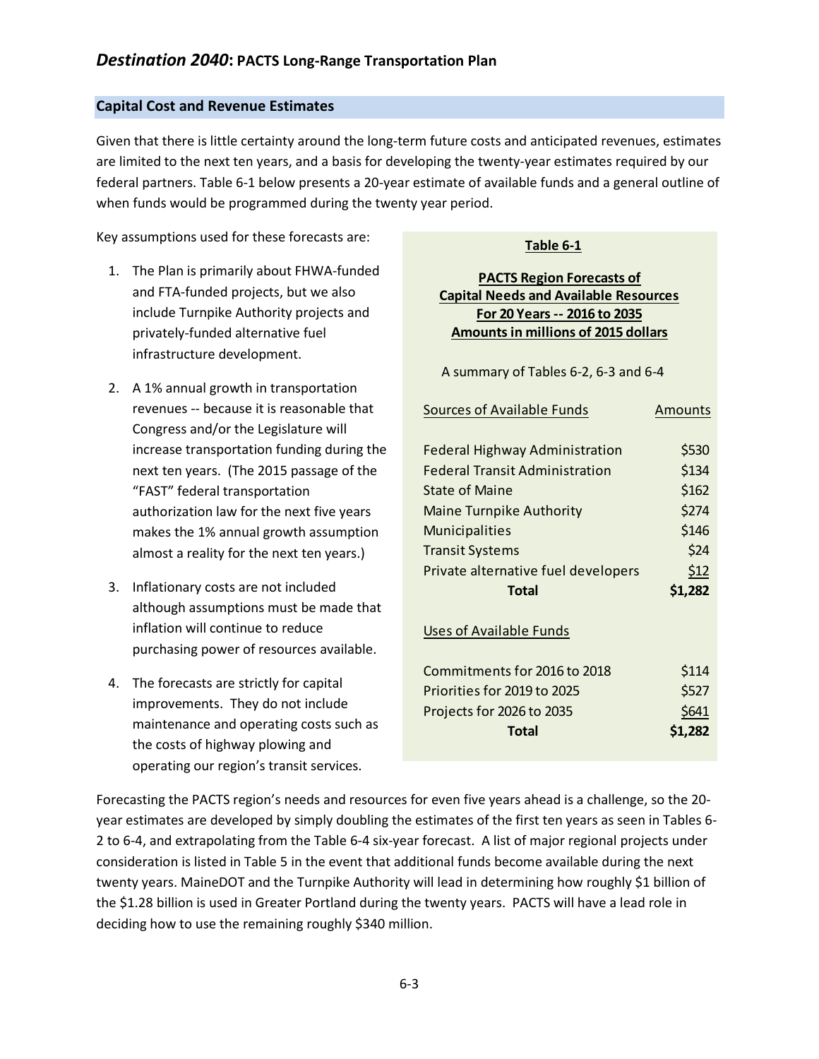## Capital Cost and Revenue Estimates

Given that there is little certainty around the long-term future costs and anticipated revenues, estimates are limited to the next ten years, and a basis for developing the twenty-year estimates required by our federal partners. Table 6-1 below presents a 20-year estimate of available funds and a general outline of when funds would be programmed during the twenty year period.

Key assumptions used for these forecasts are:

1. The Plan is primarily about FHWA-funded and FTA-funded projects, but we also include Turnpike Authority projects and privately-funded alternative fuel infrastructure development.
2. A 1% annual growth in transportation revenues -- because it is reasonable that Congress and/or the Legislature will increase transportation funding during the next ten years. (The 2015 passage of the "FAST" federal transportation authorization law for the next five years makes the 1% annual growth assumption almost a reality for the next ten years.)
3. Inflationary costs are not included although assumptions must be made that inflation will continue to reduce purchasing power of resources available.
4. The forecasts are strictly for capital improvements. They do not include maintenance and operating costs such as the costs of highway plowing and operating our region's transit services.

**Table 6-1**

**PACTS Region Forecasts of Capital Needs and Available Resources For 20 Years -- 2016 to 2035 Amounts in millions of 2015 dollars**

A summary of Tables 6-2, 6-3 and 6-4

| Sources of Available Funds | Amounts |
|---|---|
| Federal Highway Administration | \$530 |
| Federal Transit Administration | \$134 |
| State of Maine | \$162 |
| Maine Turnpike Authority | \$274 |
| Municipalities | \$146 |
| Transit Systems | \$24 |
| Private alternative fuel developers | \$12 |
| **Total** | **\$1,282** |
| **Uses of Available Funds** | |
| Commitments for 2016 to 2018 | \$114 |
| Priorities for 2019 to 2025 | \$527 |
| Projects for 2026 to 2035 | \$641 |
| **Total** | **\$1,282** |

Forecasting the PACTS region's needs and resources for even five years ahead is a challenge, so the 20-year estimates are developed by simply doubling the estimates of the first ten years as seen in Tables 6-2 to 6-4, and extrapolating from the Table 6-4 six-year forecast. A list of major regional projects under consideration is listed in Table 5 in the event that additional funds become available during the next twenty years. MaineDOT and the Turnpike Authority will lead in determining how roughly \$1 billion of the \$1.28 billion is used in Greater Portland during the twenty years. PACTS will have a lead role in deciding how to use the remaining roughly \$340 million.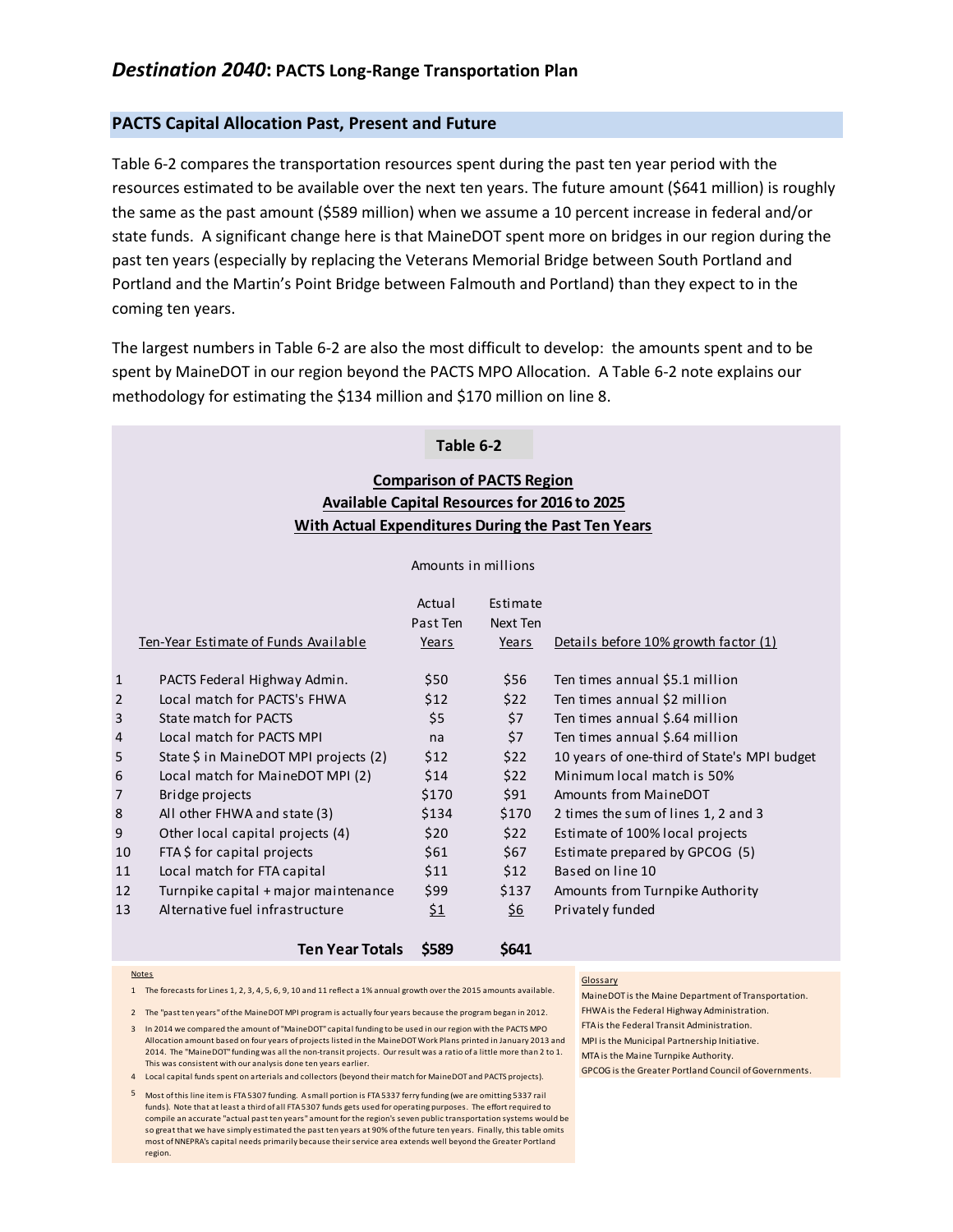*Destination 2040*: **PACTS Long-Range Transportation Plan**

## PACTS Capital Allocation Past, Present and Future

Table 6-2 compares the transportation resources spent during the past ten year period with the resources estimated to be available over the next ten years. The future amount ($641 million) is roughly the same as the past amount ($589 million) when we assume a 10 percent increase in federal and/or state funds. A significant change here is that MaineDOT spent more on bridges in our region during the past ten years (especially by replacing the Veterans Memorial Bridge between South Portland and Portland and the Martin's Point Bridge between Falmouth and Portland) than they expect to in the coming ten years.

The largest numbers in Table 6-2 are also the most difficult to develop: the amounts spent and to be spent by MaineDOT in our region beyond the PACTS MPO Allocation. A Table 6-2 note explains our methodology for estimating the $134 million and $170 million on line 8.

**Table 6-2**

**Comparison of PACTS Region Available Capital Resources for 2016 to 2025 With Actual Expenditures During the Past Ten Years**

Amounts in millions

| | Ten-Year Estimate of Funds Available | Actual Past Ten Years | Estimate Next Ten Years | Details before 10% growth factor (1) |
|---|---|---|---|---|
| 1 | PACTS Federal Highway Admin. | $50 | $56 | Ten times annual $5.1 million |
| 2 | Local match for PACTS's FHWA | $12 | $22 | Ten times annual $2 million |
| 3 | State match for PACTS | $5 | $7 | Ten times annual $.64 million |
| 4 | Local match for PACTS MPI | na | $7 | Ten times annual $.64 million |
| 5 | State $ in MaineDOT MPI projects (2) | $12 | $22 | 10 years of one-third of State's MPI budget |
| 6 | Local match for MaineDOT MPI (2) | $14 | $22 | Minimum local match is 50% |
| 7 | Bridge projects | $170 | $91 | Amounts from MaineDOT |
| 8 | All other FHWA and state (3) | $134 | $170 | 2 times the sum of lines 1, 2 and 3 |
| 9 | Other local capital projects (4) | $20 | $22 | Estimate of 100% local projects |
| 10 | FTA $ for capital projects | $61 | $67 | Estimate prepared by GPCOG (5) |
| 11 | Local match for FTA capital | $11 | $12 | Based on line 10 |
| 12 | Turnpike capital + major maintenance | $99 | $137 | Amounts from Turnpike Authority |
| 13 | Alternative fuel infrastructure | $1 | $6 | Privately funded |
| | **Ten Year Totals** | **$589** | **$641** | |

Notes

1. The forecasts for Lines 1, 2, 3, 4, 5, 6, 9, 10 and 11 reflect a 1% annual growth over the 2015 amounts available.
2. The "past ten years" of the MaineDOT MPI program is actually four years because the program began in 2012.
3. In 2014 we compared the amount of "MaineDOT" capital funding to be used in our region with the PACTS MPO Allocation amount based on four years of projects listed in the MaineDOT Work Plans printed in January 2013 and 2014. The "MaineDOT" funding was all the non-transit projects. Our result was a ratio of a little more than 2 to 1. This was consistent with our analysis done ten years earlier.
4. Local capital funds spent on arterials and collectors (beyond their match for MaineDOT and PACTS projects).
5. Most of this line item is FTA 5307 funding. A small portion is FTA 5337 ferry funding (we are omitting 5337 rail funds). Note that at least a third of all FTA 5307 funds gets used for operating purposes. The effort required to compile an accurate "actual past ten years" amount for the region's seven public transportation systems would be so great that we have simply estimated the past ten years at 90% of the future ten years. Finally, this table omits most of NNEPRA's capital needs primarily because their service area extends well beyond the Greater Portland region.

Glossary

MaineDOT is the Maine Department of Transportation.
FHWA is the Federal Highway Administration.
FTA is the Federal Transit Administration.
MPI is the Municipal Partnership Initiative.
MTA is the Maine Turnpike Authority.
GPCOG is the Greater Portland Council of Governments.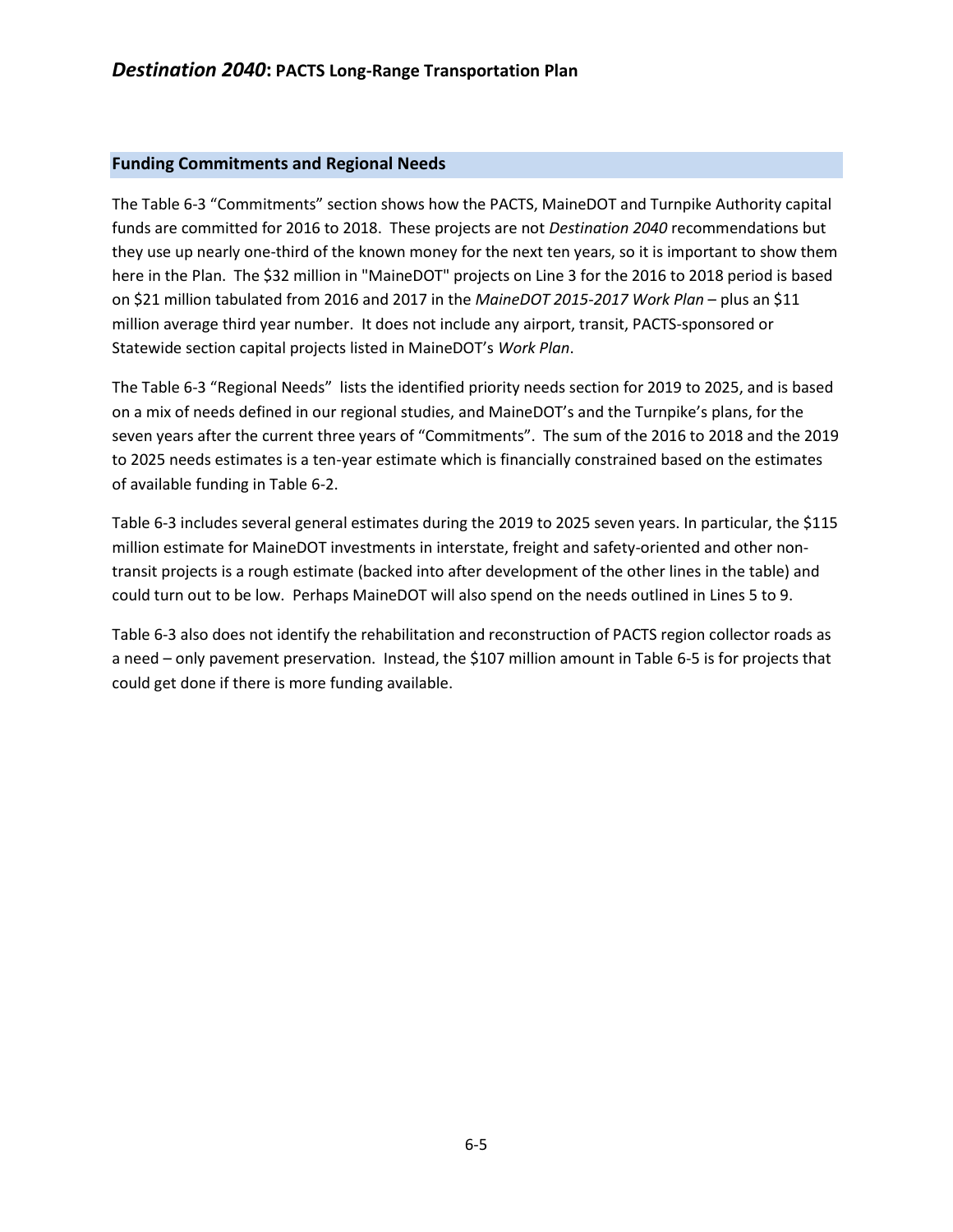## Funding Commitments and Regional Needs

The Table 6-3 "Commitments" section shows how the PACTS, MaineDOT and Turnpike Authority capital funds are committed for 2016 to 2018. These projects are not *Destination 2040* recommendations but they use up nearly one-third of the known money for the next ten years, so it is important to show them here in the Plan. The $32 million in "MaineDOT" projects on Line 3 for the 2016 to 2018 period is based on $21 million tabulated from 2016 and 2017 in the *MaineDOT 2015-2017 Work Plan* – plus an $11 million average third year number. It does not include any airport, transit, PACTS-sponsored or Statewide section capital projects listed in MaineDOT's *Work Plan*.

The Table 6-3 "Regional Needs" lists the identified priority needs section for 2019 to 2025, and is based on a mix of needs defined in our regional studies, and MaineDOT's and the Turnpike's plans, for the seven years after the current three years of "Commitments". The sum of the 2016 to 2018 and the 2019 to 2025 needs estimates is a ten-year estimate which is financially constrained based on the estimates of available funding in Table 6-2.

Table 6-3 includes several general estimates during the 2019 to 2025 seven years. In particular, the $115 million estimate for MaineDOT investments in interstate, freight and safety-oriented and other non-transit projects is a rough estimate (backed into after development of the other lines in the table) and could turn out to be low. Perhaps MaineDOT will also spend on the needs outlined in Lines 5 to 9.

Table 6-3 also does not identify the rehabilitation and reconstruction of PACTS region collector roads as a need – only pavement preservation. Instead, the $107 million amount in Table 6-5 is for projects that could get done if there is more funding available.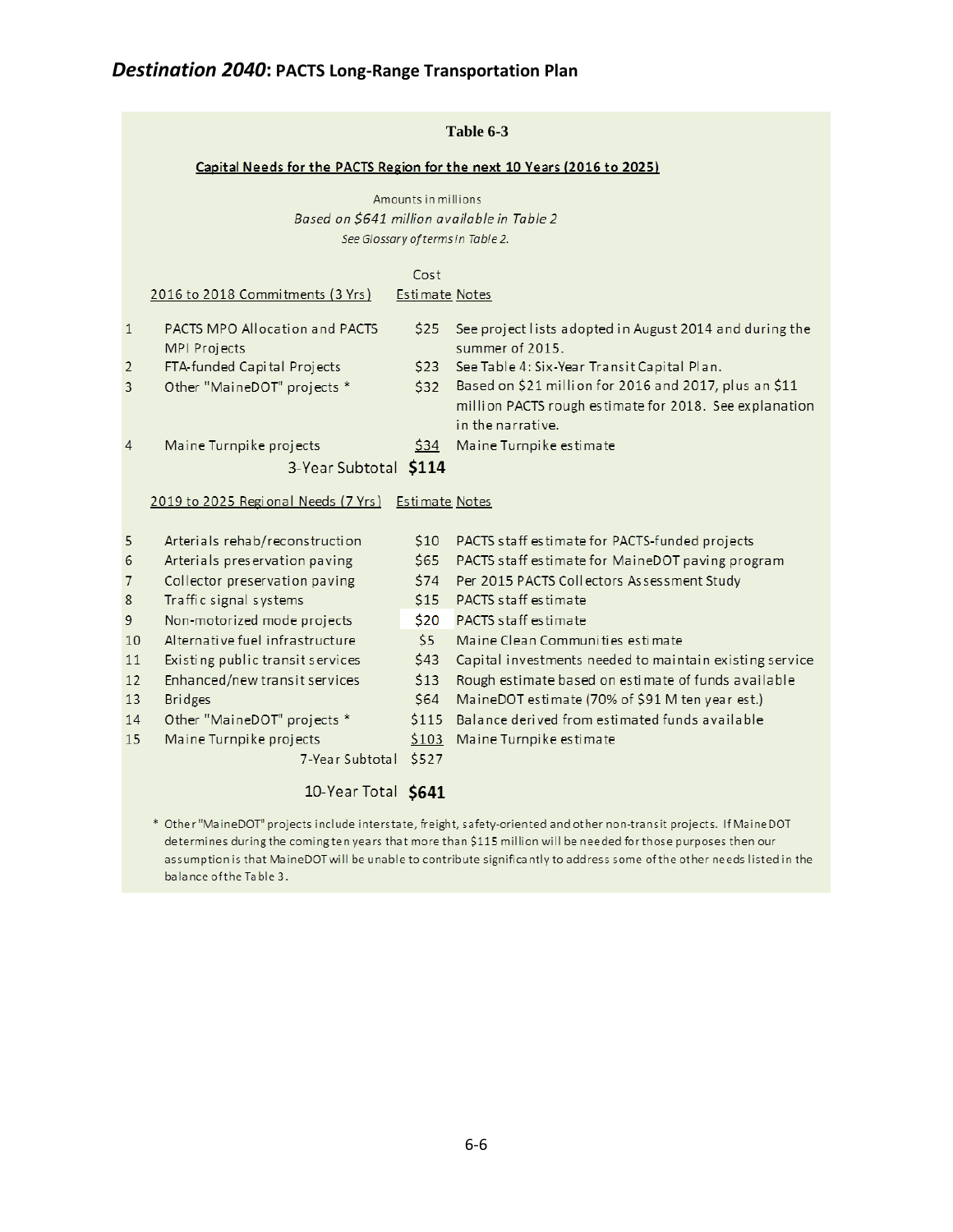## Table 6-3

**Capital Needs for the PACTS Region for the next 10 Years (2016 to 2025)**

Amounts in millions

*Based on $641 million available in Table 2*

*See Glossary of terms in Table 2.*

| | 2016 to 2018 Commitments (3 Yrs) | Cost Estimate | Notes |
|---|---|---|---|
| 1 | PACTS MPO Allocation and PACTS MPI Projects | $25 | See project lists adopted in August 2014 and during the summer of 2015. |
| 2 | FTA-funded Capital Projects | $23 | See Table 4: Six-Year Transit Capital Plan. |
| 3 | Other "MaineDOT" projects * | $32 | Based on $21 million for 2016 and 2017, plus an $11 million PACTS rough estimate for 2018. See explanation in the narrative. |
| 4 | Maine Turnpike projects | $34 | Maine Turnpike estimate |
| | **3-Year Subtotal** | **$114** | |
| | **2019 to 2025 Regional Needs (7 Yrs)** | **Estimate** | **Notes** |
| 5 | Arterials rehab/reconstruction | $10 | PACTS staff estimate for PACTS-funded projects |
| 6 | Arterials preservation paving | $65 | PACTS staff estimate for MaineDOT paving program |
| 7 | Collector preservation paving | $74 | Per 2015 PACTS Collectors Assessment Study |
| 8 | Traffic signal systems | $15 | PACTS staff estimate |
| 9 | Non-motorized mode projects | $20 | PACTS staff estimate |
| 10 | Alternative fuel infrastructure | $5 | Maine Clean Communities estimate |
| 11 | Existing public transit services | $43 | Capital investments needed to maintain existing service |
| 12 | Enhanced/new transit services | $13 | Rough estimate based on estimate of funds available |
| 13 | Bridges | $64 | MaineDOT estimate (70% of $91 M ten year est.) |
| 14 | Other "MaineDOT" projects * | $115 | Balance derived from estimated funds available |
| 15 | Maine Turnpike projects | $103 | Maine Turnpike estimate |
| | 7-Year Subtotal | $527 | |
| | **10-Year Total** | **$641** | |

\* Other "MaineDOT" projects include interstate, freight, safety-oriented and other non-transit projects. If MaineDOT determines during the coming ten years that more than $115 million will be needed for those purposes then our assumption is that MaineDOT will be unable to contribute significantly to address some of the other needs listed in the balance of the Table 3.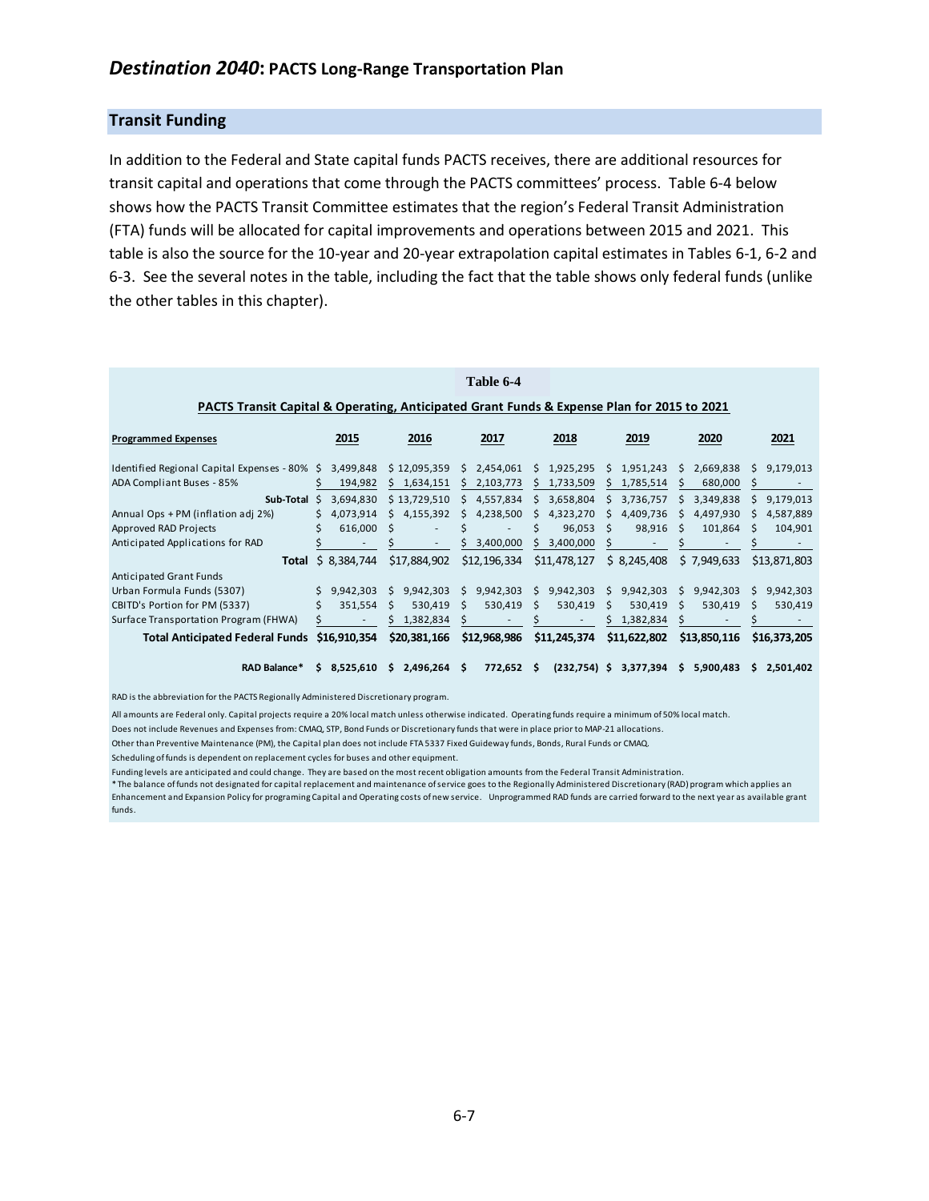## Transit Funding

In addition to the Federal and State capital funds PACTS receives, there are additional resources for transit capital and operations that come through the PACTS committees' process. Table 6-4 below shows how the PACTS Transit Committee estimates that the region's Federal Transit Administration (FTA) funds will be allocated for capital improvements and operations between 2015 and 2021. This table is also the source for the 10-year and 20-year extrapolation capital estimates in Tables 6-1, 6-2 and 6-3. See the several notes in the table, including the fact that the table shows only federal funds (unlike the other tables in this chapter).

**Table 6-4**

**PACTS Transit Capital & Operating, Anticipated Grant Funds & Expense Plan for 2015 to 2021**

| Programmed Expenses | 2015 | 2016 | 2017 | 2018 | 2019 | 2020 | 2021 |
|---|---|---|---|---|---|---|---|
| Identified Regional Capital Expenses - 80% | $ 3,499,848 | $ 12,095,359 | $ 2,454,061 | $ 1,925,295 | $ 1,951,243 | $ 2,669,838 | $ 9,179,013 |
| ADA Compliant Buses - 85% | $ 194,982 | $ 1,634,151 | $ 2,103,773 | $ 1,733,509 | $ 1,785,514 | $ 680,000 | $ - |
| **Sub-Total** | $ 3,694,830 | $ 13,729,510 | $ 4,557,834 | $ 3,658,804 | $ 3,736,757 | $ 3,349,838 | $ 9,179,013 |
| Annual Ops + PM (inflation adj 2%) | $ 4,073,914 | $ 4,155,392 | $ 4,238,500 | $ 4,323,270 | $ 4,409,736 | $ 4,497,930 | $ 4,587,889 |
| Approved RAD Projects | $ 616,000 | $ - | $ - | $ 96,053 | $ 98,916 | $ 101,864 | $ 104,901 |
| Anticipated Applications for RAD | $ - | $ - | $ 3,400,000 | $ 3,400,000 | $ - | $ - | $ - |
| **Total** | $ 8,384,744 | $17,884,902 | $12,196,334 | $11,478,127 | $ 8,245,408 | $ 7,949,633 | $13,871,803 |
| Anticipated Grant Funds | | | | | | | |
| Urban Formula Funds (5307) | $ 9,942,303 | $ 9,942,303 | $ 9,942,303 | $ 9,942,303 | $ 9,942,303 | $ 9,942,303 | $ 9,942,303 |
| CBITD's Portion for PM (5337) | $ 351,554 | $ 530,419 | $ 530,419 | $ 530,419 | $ 530,419 | $ 530,419 | $ 530,419 |
| Surface Transportation Program (FHWA) | $ - | $ 1,382,834 | $ - | $ - | $ 1,382,834 | $ - | $ - |
| **Total Anticipated Federal Funds** | **$16,910,354** | **$20,381,166** | **$12,968,986** | **$11,245,374** | **$11,622,802** | **$13,850,116** | **$16,373,205** |
| **RAD Balance*** | **$ 8,525,610** | **$ 2,496,264** | **$ 772,652** | **$ (232,754)** | **$ 3,377,394** | **$ 5,900,483** | **$ 2,501,402** |

RAD is the abbreviation for the PACTS Regionally Administered Discretionary program.

All amounts are Federal only. Capital projects require a 20% local match unless otherwise indicated. Operating funds require a minimum of 50% local match.

Does not include Revenues and Expenses from: CMAQ, STP, Bond Funds or Discretionary funds that were in place prior to MAP-21 allocations.

Other than Preventive Maintenance (PM), the Capital plan does not include FTA 5337 Fixed Guideway funds, Bonds, Rural Funds or CMAQ.

Scheduling of funds is dependent on replacement cycles for buses and other equipment.

Funding levels are anticipated and could change. They are based on the most recent obligation amounts from the Federal Transit Administration.

* The balance of funds not designated for capital replacement and maintenance of service goes to the Regionally Administered Discretionary (RAD) program which applies an Enhancement and Expansion Policy for programing Capital and Operating costs of new service. Unprogrammed RAD funds are carried forward to the next year as available grant funds.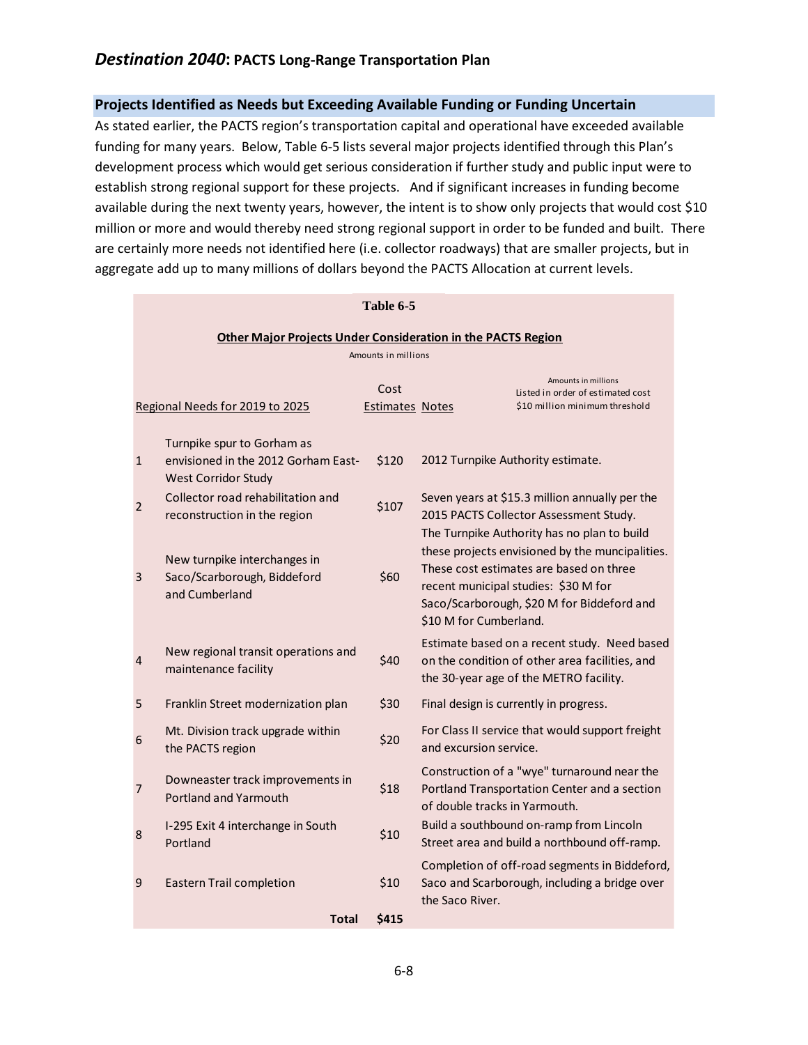## Projects Identified as Needs but Exceeding Available Funding or Funding Uncertain

As stated earlier, the PACTS region's transportation capital and operational have exceeded available funding for many years. Below, Table 6-5 lists several major projects identified through this Plan's development process which would get serious consideration if further study and public input were to establish strong regional support for these projects. And if significant increases in funding become available during the next twenty years, however, the intent is to show only projects that would cost $10 million or more and would thereby need strong regional support in order to be funded and built. There are certainly more needs not identified here (i.e. collector roadways) that are smaller projects, but in aggregate add up to many millions of dollars beyond the PACTS Allocation at current levels.

**Table 6-5**

**Other Major Projects Under Consideration in the PACTS Region**

Amounts in millions

Listed in order of estimated cost

$10 million minimum threshold

| | Regional Needs for 2019 to 2025 | Cost Estimates | Notes |
|---|---|---|---|
| 1 | Turnpike spur to Gorham as envisioned in the 2012 Gorham East-West Corridor Study | $120 | 2012 Turnpike Authority estimate. |
| 2 | Collector road rehabilitation and reconstruction in the region | $107 | Seven years at $15.3 million annually per the 2015 PACTS Collector Assessment Study. |
| 3 | New turnpike interchanges in Saco/Scarborough, Biddeford and Cumberland | $60 | The Turnpike Authority has no plan to build these projects envisioned by the muncipalities. These cost estimates are based on three recent municipal studies: $30 M for Saco/Scarborough, $20 M for Biddeford and $10 M for Cumberland. |
| 4 | New regional transit operations and maintenance facility | $40 | Estimate based on a recent study. Need based on the condition of other area facilities, and the 30-year age of the METRO facility. |
| 5 | Franklin Street modernization plan | $30 | Final design is currently in progress. |
| 6 | Mt. Division track upgrade within the PACTS region | $20 | For Class II service that would support freight and excursion service. |
| 7 | Downeaster track improvements in Portland and Yarmouth | $18 | Construction of a "wye" turnaround near the Portland Transportation Center and a section of double tracks in Yarmouth. |
| 8 | I-295 Exit 4 interchange in South Portland | $10 | Build a southbound on-ramp from Lincoln Street area and build a northbound off-ramp. |
| 9 | Eastern Trail completion | $10 | Completion of off-road segments in Biddeford, Saco and Scarborough, including a bridge over the Saco River. |
| | **Total** | **$415** | |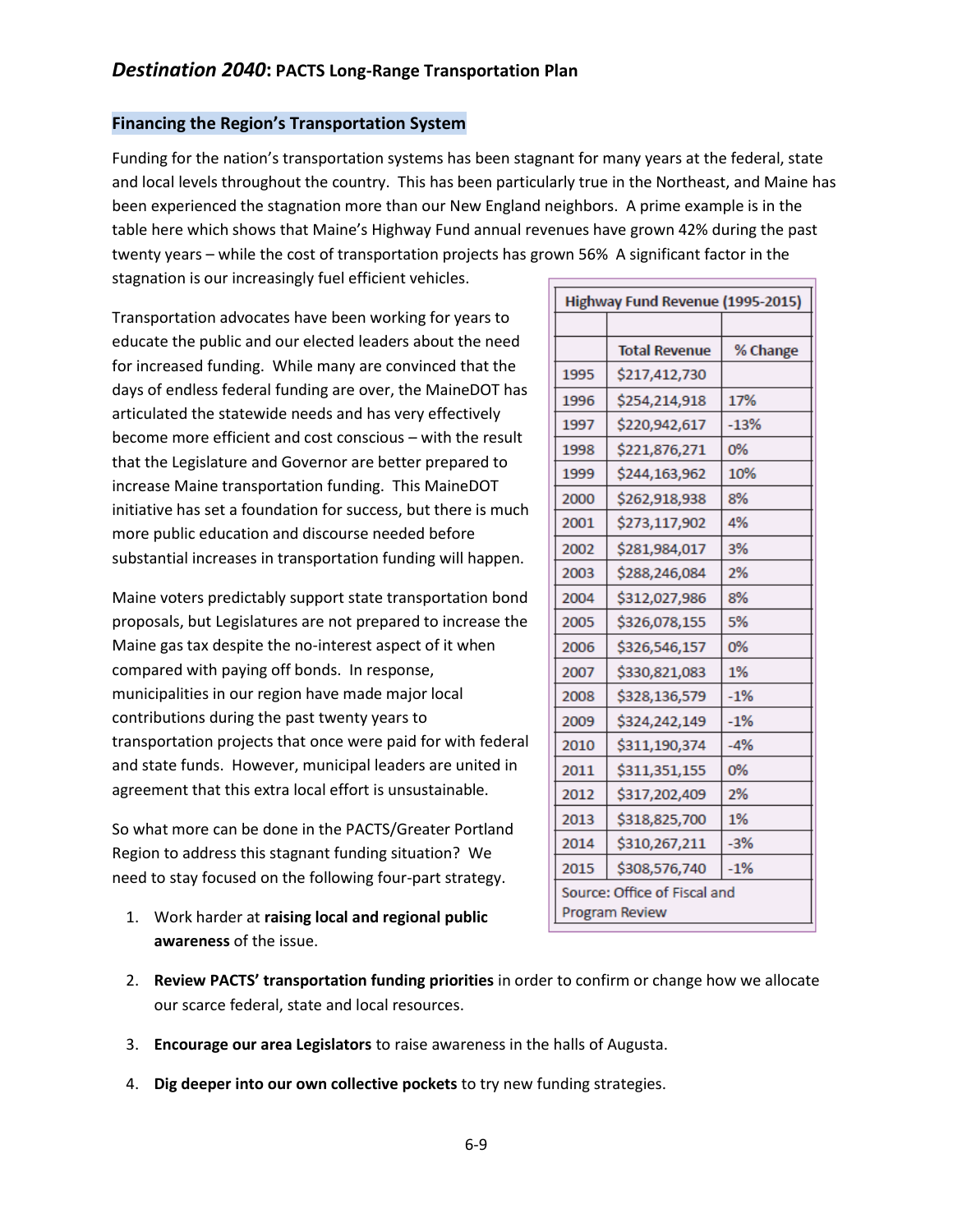## Financing the Region's Transportation System

Funding for the nation's transportation systems has been stagnant for many years at the federal, state and local levels throughout the country. This has been particularly true in the Northeast, and Maine has been experienced the stagnation more than our New England neighbors. A prime example is in the table here which shows that Maine's Highway Fund annual revenues have grown 42% during the past twenty years – while the cost of transportation projects has grown 56% A significant factor in the stagnation is our increasingly fuel efficient vehicles.

| Highway Fund Revenue (1995-2015) | | |
|---|---|---|
| | Total Revenue | % Change |
| 1995 | $217,412,730 | |
| 1996 | $254,214,918 | 17% |
| 1997 | $220,942,617 | -13% |
| 1998 | $221,876,271 | 0% |
| 1999 | $244,163,962 | 10% |
| 2000 | $262,918,938 | 8% |
| 2001 | $273,117,902 | 4% |
| 2002 | $281,984,017 | 3% |
| 2003 | $288,246,084 | 2% |
| 2004 | $312,027,986 | 8% |
| 2005 | $326,078,155 | 5% |
| 2006 | $326,546,157 | 0% |
| 2007 | $330,821,083 | 1% |
| 2008 | $328,136,579 | -1% |
| 2009 | $324,242,149 | -1% |
| 2010 | $311,190,374 | -4% |
| 2011 | $311,351,155 | 0% |
| 2012 | $317,202,409 | 2% |
| 2013 | $318,825,700 | 1% |
| 2014 | $310,267,211 | -3% |
| 2015 | $308,576,740 | -1% |

Source: Office of Fiscal and Program Review

Transportation advocates have been working for years to educate the public and our elected leaders about the need for increased funding. While many are convinced that the days of endless federal funding are over, the MaineDOT has articulated the statewide needs and has very effectively become more efficient and cost conscious – with the result that the Legislature and Governor are better prepared to increase Maine transportation funding. This MaineDOT initiative has set a foundation for success, but there is much more public education and discourse needed before substantial increases in transportation funding will happen.

Maine voters predictably support state transportation bond proposals, but Legislatures are not prepared to increase the Maine gas tax despite the no-interest aspect of it when compared with paying off bonds. In response, municipalities in our region have made major local contributions during the past twenty years to transportation projects that once were paid for with federal and state funds. However, municipal leaders are united in agreement that this extra local effort is unsustainable.

So what more can be done in the PACTS/Greater Portland Region to address this stagnant funding situation? We need to stay focused on the following four-part strategy.

1. Work harder at **raising local and regional public awareness** of the issue.
2. **Review PACTS' transportation funding priorities** in order to confirm or change how we allocate our scarce federal, state and local resources.
3. **Encourage our area Legislators** to raise awareness in the halls of Augusta.
4. **Dig deeper into our own collective pockets** to try new funding strategies.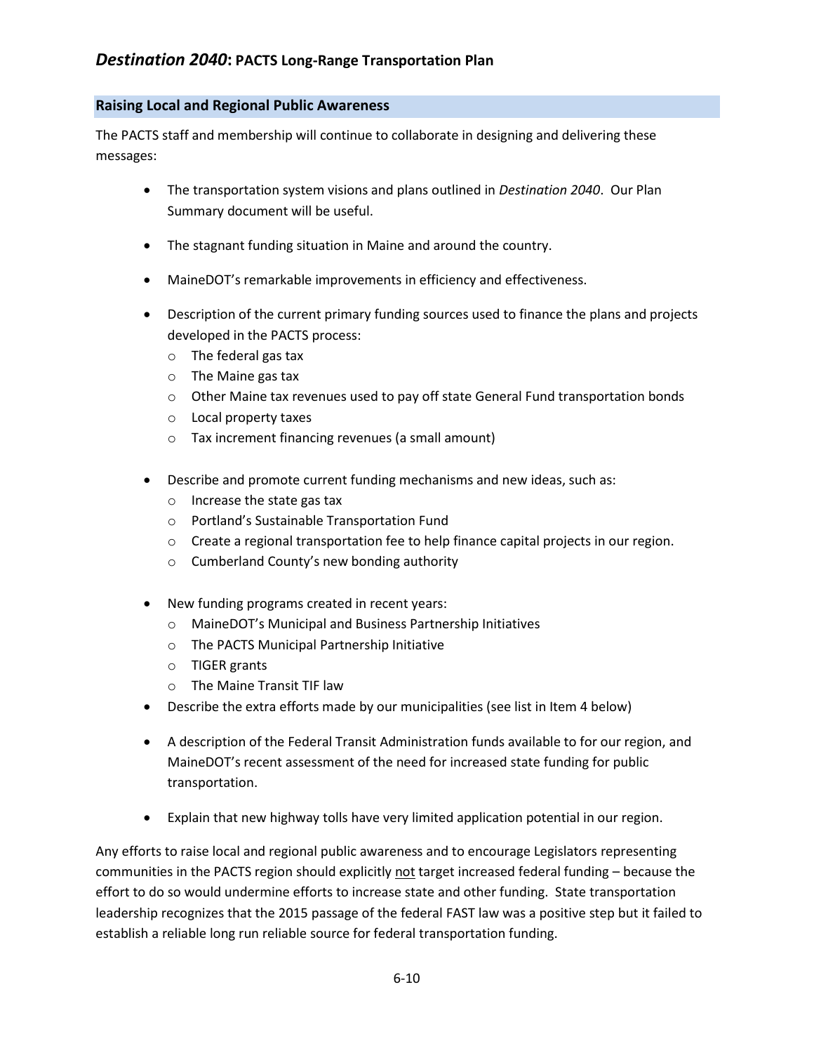## Raising Local and Regional Public Awareness

The PACTS staff and membership will continue to collaborate in designing and delivering these messages:

- The transportation system visions and plans outlined in *Destination 2040*. Our Plan Summary document will be useful.
- The stagnant funding situation in Maine and around the country.
- MaineDOT's remarkable improvements in efficiency and effectiveness.
- Description of the current primary funding sources used to finance the plans and projects developed in the PACTS process:
  - The federal gas tax
  - The Maine gas tax
  - Other Maine tax revenues used to pay off state General Fund transportation bonds
  - Local property taxes
  - Tax increment financing revenues (a small amount)
- Describe and promote current funding mechanisms and new ideas, such as:
  - Increase the state gas tax
  - Portland's Sustainable Transportation Fund
  - Create a regional transportation fee to help finance capital projects in our region.
  - Cumberland County's new bonding authority
- New funding programs created in recent years:
  - MaineDOT's Municipal and Business Partnership Initiatives
  - The PACTS Municipal Partnership Initiative
  - TIGER grants
  - The Maine Transit TIF law
- Describe the extra efforts made by our municipalities (see list in Item 4 below)
- A description of the Federal Transit Administration funds available to for our region, and MaineDOT's recent assessment of the need for increased state funding for public transportation.
- Explain that new highway tolls have very limited application potential in our region.

Any efforts to raise local and regional public awareness and to encourage Legislators representing communities in the PACTS region should explicitly <u>not</u> target increased federal funding – because the effort to do so would undermine efforts to increase state and other funding. State transportation leadership recognizes that the 2015 passage of the federal FAST law was a positive step but it failed to establish a reliable long run reliable source for federal transportation funding.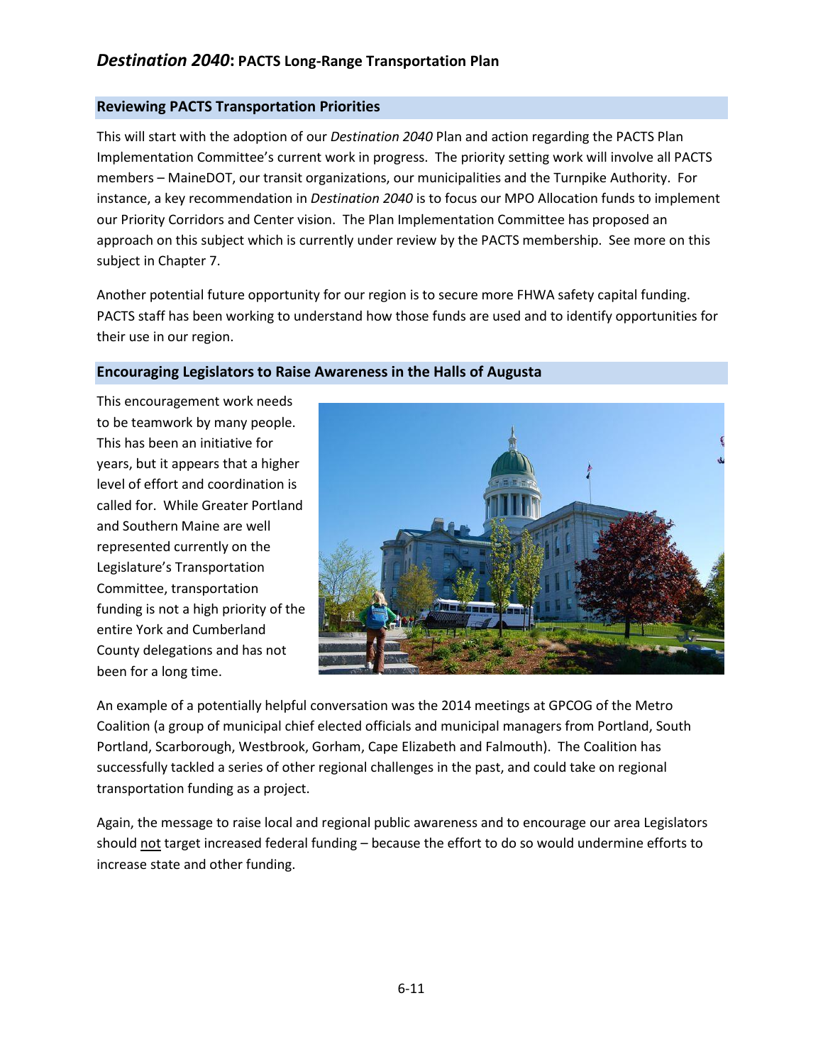## Reviewing PACTS Transportation Priorities

This will start with the adoption of our *Destination 2040* Plan and action regarding the PACTS Plan Implementation Committee's current work in progress. The priority setting work will involve all PACTS members – MaineDOT, our transit organizations, our municipalities and the Turnpike Authority. For instance, a key recommendation in *Destination 2040* is to focus our MPO Allocation funds to implement our Priority Corridors and Center vision. The Plan Implementation Committee has proposed an approach on this subject which is currently under review by the PACTS membership. See more on this subject in Chapter 7.

Another potential future opportunity for our region is to secure more FHWA safety capital funding. PACTS staff has been working to understand how those funds are used and to identify opportunities for their use in our region.

## Encouraging Legislators to Raise Awareness in the Halls of Augusta

This encouragement work needs to be teamwork by many people. This has been an initiative for years, but it appears that a higher level of effort and coordination is called for. While Greater Portland and Southern Maine are well represented currently on the Legislature's Transportation Committee, transportation funding is not a high priority of the entire York and Cumberland County delegations and has not been for a long time.

An example of a potentially helpful conversation was the 2014 meetings at GPCOG of the Metro Coalition (a group of municipal chief elected officials and municipal managers from Portland, South Portland, Scarborough, Westbrook, Gorham, Cape Elizabeth and Falmouth). The Coalition has successfully tackled a series of other regional challenges in the past, and could take on regional transportation funding as a project.

Again, the message to raise local and regional public awareness and to encourage our area Legislators should not target increased federal funding – because the effort to do so would undermine efforts to increase state and other funding.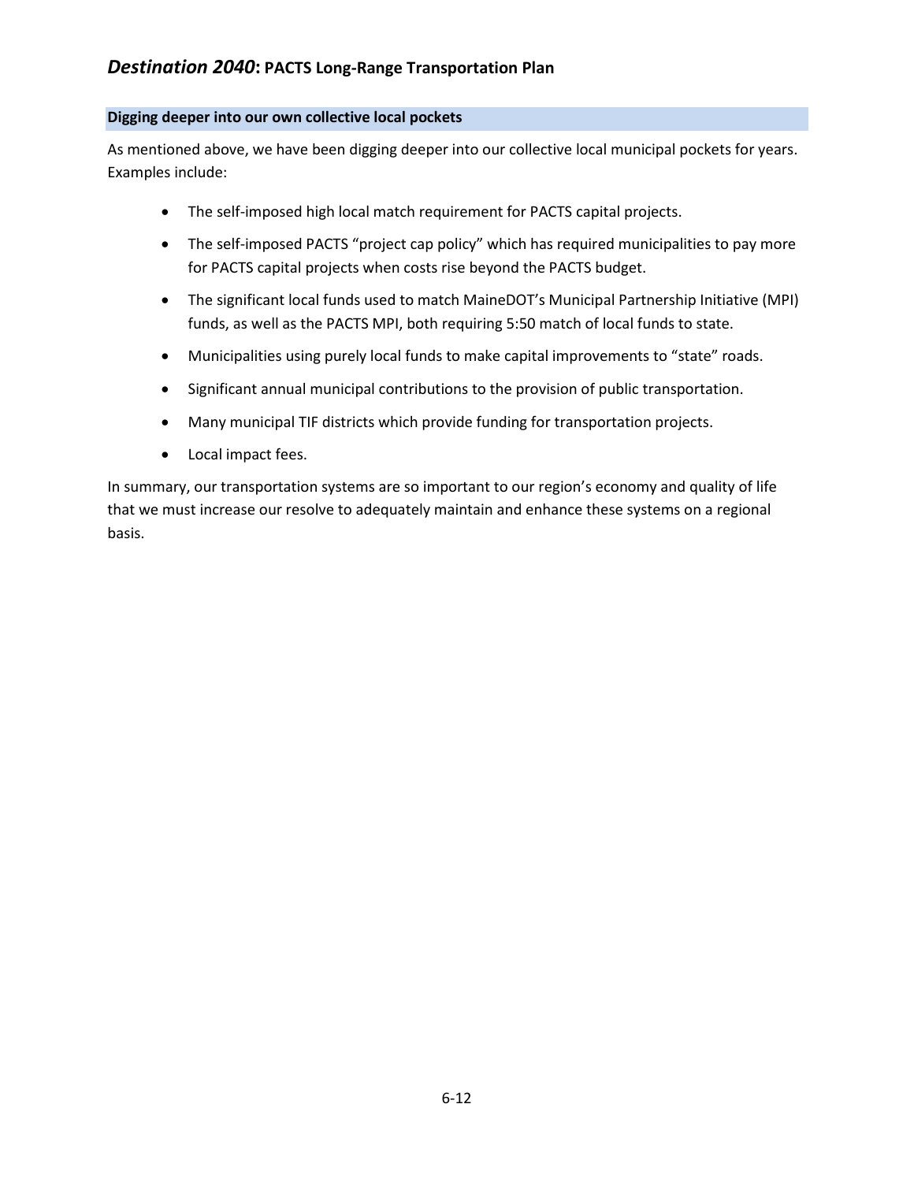### Digging deeper into our own collective local pockets

As mentioned above, we have been digging deeper into our collective local municipal pockets for years. Examples include:

- The self-imposed high local match requirement for PACTS capital projects.
- The self-imposed PACTS "project cap policy" which has required municipalities to pay more for PACTS capital projects when costs rise beyond the PACTS budget.
- The significant local funds used to match MaineDOT's Municipal Partnership Initiative (MPI) funds, as well as the PACTS MPI, both requiring 5:50 match of local funds to state.
- Municipalities using purely local funds to make capital improvements to "state" roads.
- Significant annual municipal contributions to the provision of public transportation.
- Many municipal TIF districts which provide funding for transportation projects.
- Local impact fees.

In summary, our transportation systems are so important to our region's economy and quality of life that we must increase our resolve to adequately maintain and enhance these systems on a regional basis.